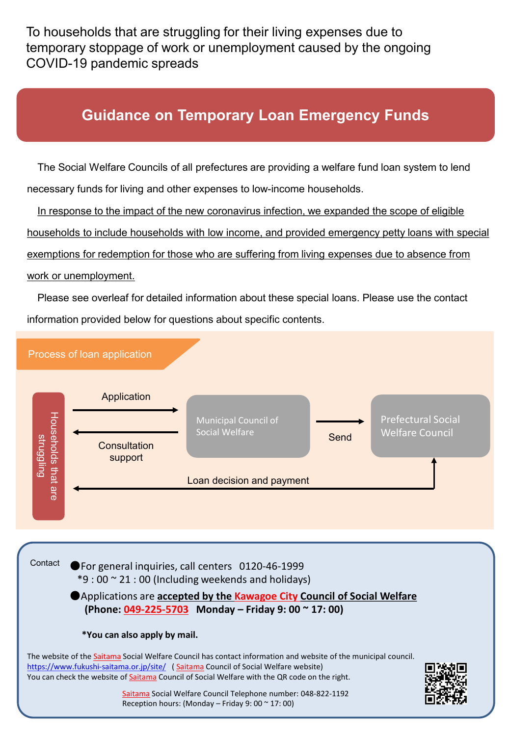To households that are struggling for their living expenses due to temporary stoppage of work or unemployment caused by the ongoing COVID-19 pandemic spreads

# Guidance on Temporary Loan Emergency Funds

The Social Welfare Councils of all prefectures are providing a welfare fund loan system to lend necessary funds for living and other expenses to low-income households.

<u>In response to the impact of the new coronavirus infection, we expanded the scope of eligible households to include households with low income, and provided emergency petty loans with special exemptions for redemption for those who are suffering from living expenses due to absence from work or unemployment.</u>

Please see overleaf for detailed information about these special loans. Please use the contact information provided below for questions about specific contents.

## Process of loan application

Households that are struggling

- Application → Municipal Council of Social Welfare
- Municipal Council of Social Welfare → Consultation support → Households that are struggling
- Municipal Council of Social Welfare → Send → Prefectural Social Welfare Council
- Prefectural Social Welfare Council → Loan decision and payment → Households that are struggling

Contact

- For general inquiries, call centers 0120-46-1999
  *9 : 00 ~ 21 : 00 (Including weekends and holidays)
- Applications are **<u>accepted by the Kawagoe City Council of Social Welfare</u>**
  **(Phone: 049-225-5703 Monday – Friday 9: 00 ~ 17: 00)**

**\*You can also apply by mail.**

The website of the Saitama Social Welfare Council has contact information and website of the municipal council.
https://www.fukushi-saitama.or.jp/site/ ( Saitama Council of Social Welfare website)
You can check the website of Saitama Council of Social Welfare with the QR code on the right.

Saitama Social Welfare Council Telephone number: 048-822-1192
Reception hours: (Monday – Friday 9: 00 ~ 17: 00)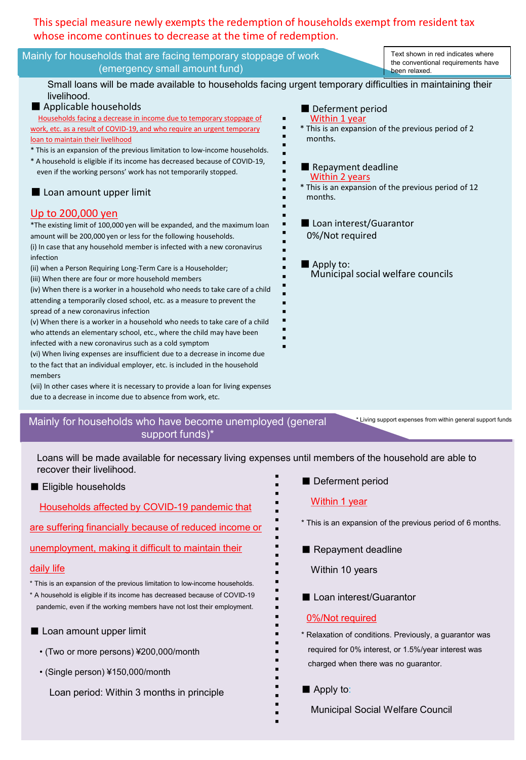This special measure newly exempts the redemption of households exempt from resident tax whose income continues to decrease at the time of redemption.

Text shown in red indicates where the conventional requirements have been relaxed.

## Mainly for households that are facing temporary stoppage of work (emergency small amount fund)

Small loans will be made available to households facing urgent temporary difficulties in maintaining their livelihood.

### ■ Applicable households

Households facing a decrease in income due to temporary stoppage of work, etc. as a result of COVID-19, and who require an urgent temporary loan to maintain their livelihood

* This is an expansion of the previous limitation to low-income households.
* A household is eligible if its income has decreased because of COVID-19, even if the working persons' work has not temporarily stopped.

### ■ Loan amount upper limit

Up to 200,000 yen

*The existing limit of 100,000 yen will be expanded, and the maximum loan amount will be 200,000 yen or less for the following households.

(i) In case that any household member is infected with a new coronavirus infection
(ii) when a Person Requiring Long-Term Care is a Householder;
(iii) When there are four or more household members
(iv) When there is a worker in a household who needs to take care of a child attending a temporarily closed school, etc. as a measure to prevent the spread of a new coronavirus infection
(v) When there is a worker in a household who needs to take care of a child who attends an elementary school, etc., where the child may have been infected with a new coronavirus such as a cold symptom
(vi) When living expenses are insufficient due to a decrease in income due to the fact that an individual employer, etc. is included in the household members
(vii) In other cases where it is necessary to provide a loan for living expenses due to a decrease in income due to absence from work, etc.

### ■ Deferment period

Within 1 year

* This is an expansion of the previous period of 2 months.

### ■ Repayment deadline

Within 2 years

* This is an expansion of the previous period of 12 months.

### ■ Loan interest/Guarantor

0%/Not required

### ■ Apply to:

Municipal social welfare councils

## Mainly for households who have become unemployed (general support funds)*

* Living support expenses from within general support funds

Loans will be made available for necessary living expenses until members of the household are able to recover their livelihood.

### ■ Eligible households

Households affected by COVID-19 pandemic that are suffering financially because of reduced income or unemployment, making it difficult to maintain their daily life

* This is an expansion of the previous limitation to low-income households.
* A household is eligible if its income has decreased because of COVID-19 pandemic, even if the working members have not lost their employment.

### ■ Loan amount upper limit

- (Two or more persons) ¥200,000/month
- (Single person) ¥150,000/month

Loan period: Within 3 months in principle

### ■ Deferment period

Within 1 year

* This is an expansion of the previous period of 6 months.

### ■ Repayment deadline

Within 10 years

### ■ Loan interest/Guarantor

0%/Not required

* Relaxation of conditions. Previously, a guarantor was required for 0% interest, or 1.5%/year interest was charged when there was no guarantor.

### ■ Apply to:

Municipal Social Welfare Council